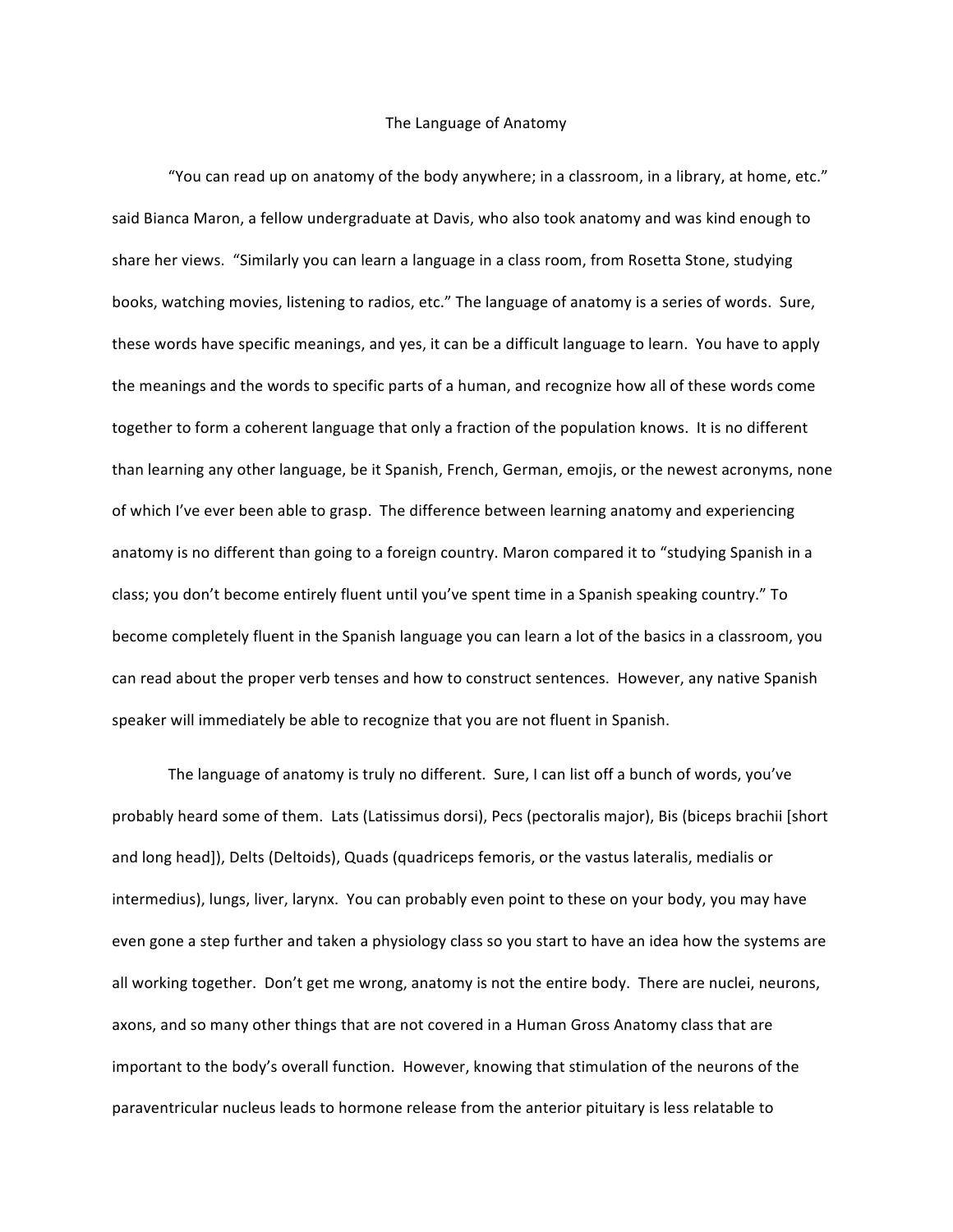# The Language of Anatomy

"You can read up on anatomy of the body anywhere; in a classroom, in a library, at home, etc." said Bianca Maron, a fellow undergraduate at Davis, who also took anatomy and was kind enough to share her views. "Similarly you can learn a language in a class room, from Rosetta Stone, studying books, watching movies, listening to radios, etc." The language of anatomy is a series of words. Sure, these words have specific meanings, and yes, it can be a difficult language to learn. You have to apply the meanings and the words to specific parts of a human, and recognize how all of these words come together to form a coherent language that only a fraction of the population knows. It is no different than learning any other language, be it Spanish, French, German, emojis, or the newest acronyms, none of which I've ever been able to grasp. The difference between learning anatomy and experiencing anatomy is no different than going to a foreign country. Maron compared it to "studying Spanish in a class; you don't become entirely fluent until you've spent time in a Spanish speaking country." To become completely fluent in the Spanish language you can learn a lot of the basics in a classroom, you can read about the proper verb tenses and how to construct sentences. However, any native Spanish speaker will immediately be able to recognize that you are not fluent in Spanish.

The language of anatomy is truly no different. Sure, I can list off a bunch of words, you've probably heard some of them. Lats (Latissimus dorsi), Pecs (pectoralis major), Bis (biceps brachii [short and long head]), Delts (Deltoids), Quads (quadriceps femoris, or the vastus lateralis, medialis or intermedius), lungs, liver, larynx. You can probably even point to these on your body, you may have even gone a step further and taken a physiology class so you start to have an idea how the systems are all working together. Don't get me wrong, anatomy is not the entire body. There are nuclei, neurons, axons, and so many other things that are not covered in a Human Gross Anatomy class that are important to the body's overall function. However, knowing that stimulation of the neurons of the paraventricular nucleus leads to hormone release from the anterior pituitary is less relatable to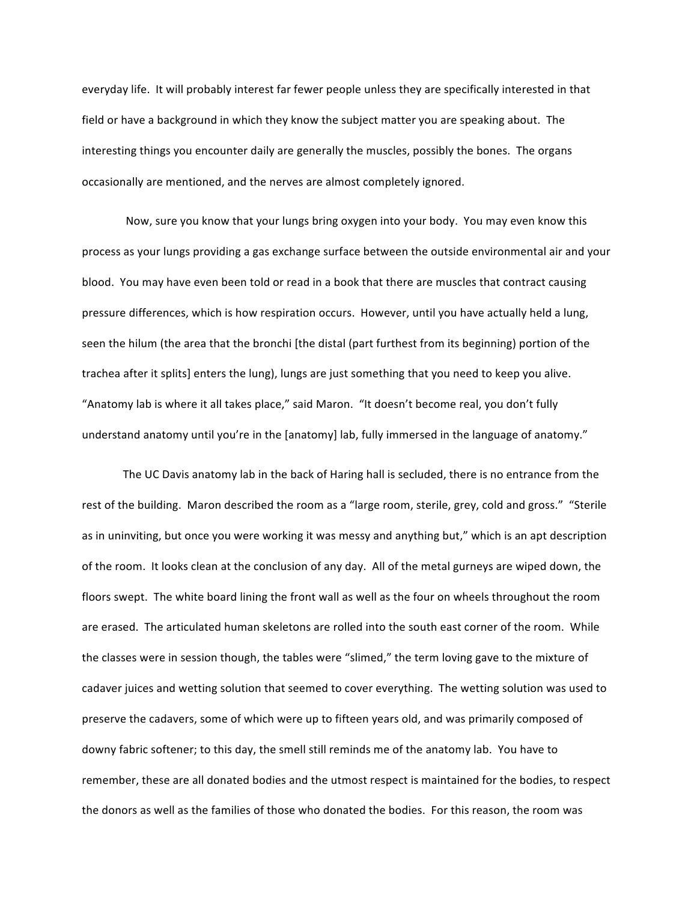everyday life. It will probably interest far fewer people unless they are specifically interested in that field or have a background in which they know the subject matter you are speaking about. The interesting things you encounter daily are generally the muscles, possibly the bones. The organs occasionally are mentioned, and the nerves are almost completely ignored.

Now, sure you know that your lungs bring oxygen into your body. You may even know this process as your lungs providing a gas exchange surface between the outside environmental air and your blood. You may have even been told or read in a book that there are muscles that contract causing pressure differences, which is how respiration occurs. However, until you have actually held a lung, seen the hilum (the area that the bronchi [the distal (part furthest from its beginning) portion of the trachea after it splits] enters the lung), lungs are just something that you need to keep you alive. "Anatomy lab is where it all takes place," said Maron. "It doesn't become real, you don't fully understand anatomy until you're in the [anatomy] lab, fully immersed in the language of anatomy."

The UC Davis anatomy lab in the back of Haring hall is secluded, there is no entrance from the rest of the building. Maron described the room as a "large room, sterile, grey, cold and gross." "Sterile as in uninviting, but once you were working it was messy and anything but," which is an apt description of the room. It looks clean at the conclusion of any day. All of the metal gurneys are wiped down, the floors swept. The white board lining the front wall as well as the four on wheels throughout the room are erased. The articulated human skeletons are rolled into the south east corner of the room. While the classes were in session though, the tables were "slimed," the term loving gave to the mixture of cadaver juices and wetting solution that seemed to cover everything. The wetting solution was used to preserve the cadavers, some of which were up to fifteen years old, and was primarily composed of downy fabric softener; to this day, the smell still reminds me of the anatomy lab. You have to remember, these are all donated bodies and the utmost respect is maintained for the bodies, to respect the donors as well as the families of those who donated the bodies. For this reason, the room was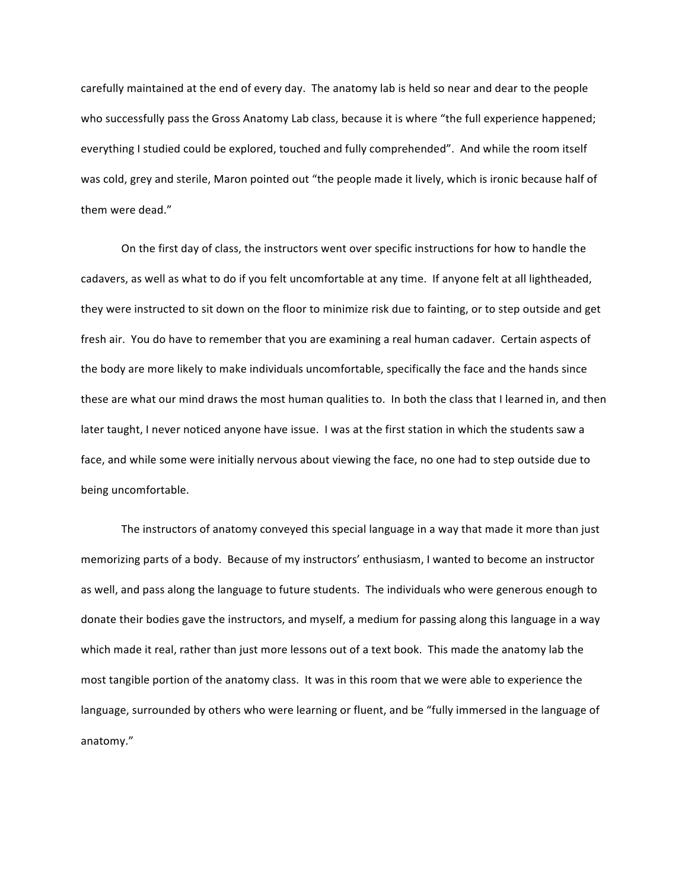carefully maintained at the end of every day. The anatomy lab is held so near and dear to the people who successfully pass the Gross Anatomy Lab class, because it is where "the full experience happened; everything I studied could be explored, touched and fully comprehended". And while the room itself was cold, grey and sterile, Maron pointed out "the people made it lively, which is ironic because half of them were dead."

On the first day of class, the instructors went over specific instructions for how to handle the cadavers, as well as what to do if you felt uncomfortable at any time. If anyone felt at all lightheaded, they were instructed to sit down on the floor to minimize risk due to fainting, or to step outside and get fresh air. You do have to remember that you are examining a real human cadaver. Certain aspects of the body are more likely to make individuals uncomfortable, specifically the face and the hands since these are what our mind draws the most human qualities to. In both the class that I learned in, and then later taught, I never noticed anyone have issue. I was at the first station in which the students saw a face, and while some were initially nervous about viewing the face, no one had to step outside due to being uncomfortable.

The instructors of anatomy conveyed this special language in a way that made it more than just memorizing parts of a body. Because of my instructors' enthusiasm, I wanted to become an instructor as well, and pass along the language to future students. The individuals who were generous enough to donate their bodies gave the instructors, and myself, a medium for passing along this language in a way which made it real, rather than just more lessons out of a text book. This made the anatomy lab the most tangible portion of the anatomy class. It was in this room that we were able to experience the language, surrounded by others who were learning or fluent, and be "fully immersed in the language of anatomy."